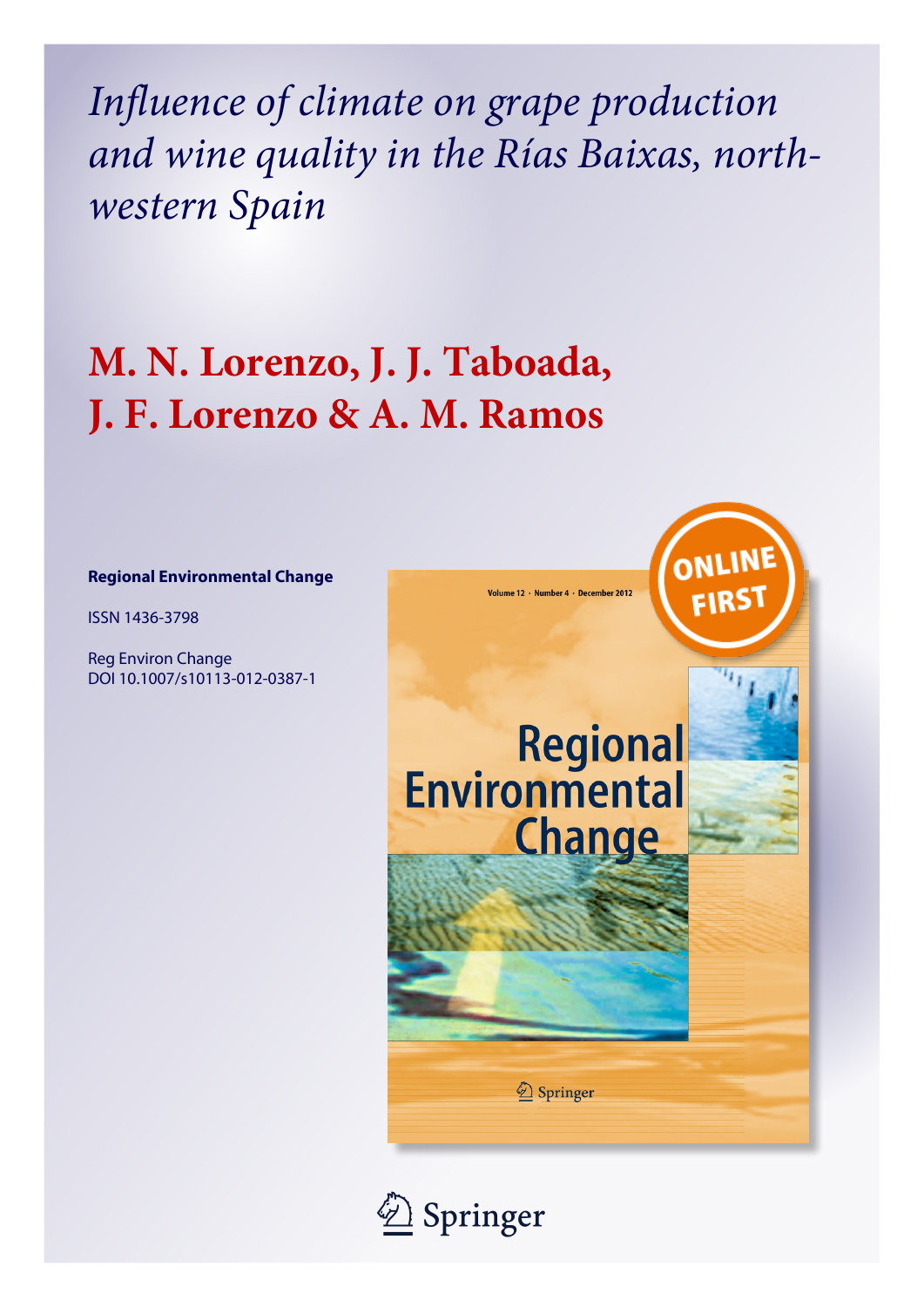# *Influence of climate on grape production and wine quality in the Rías Baixas, north-western Spain*

## M. N. Lorenzo, J. J. Taboada, J. F. Lorenzo & A. M. Ramos

**Regional Environmental Change**

ISSN 1436-3798

Reg Environ Change
DOI 10.1007/s10113-012-0387-1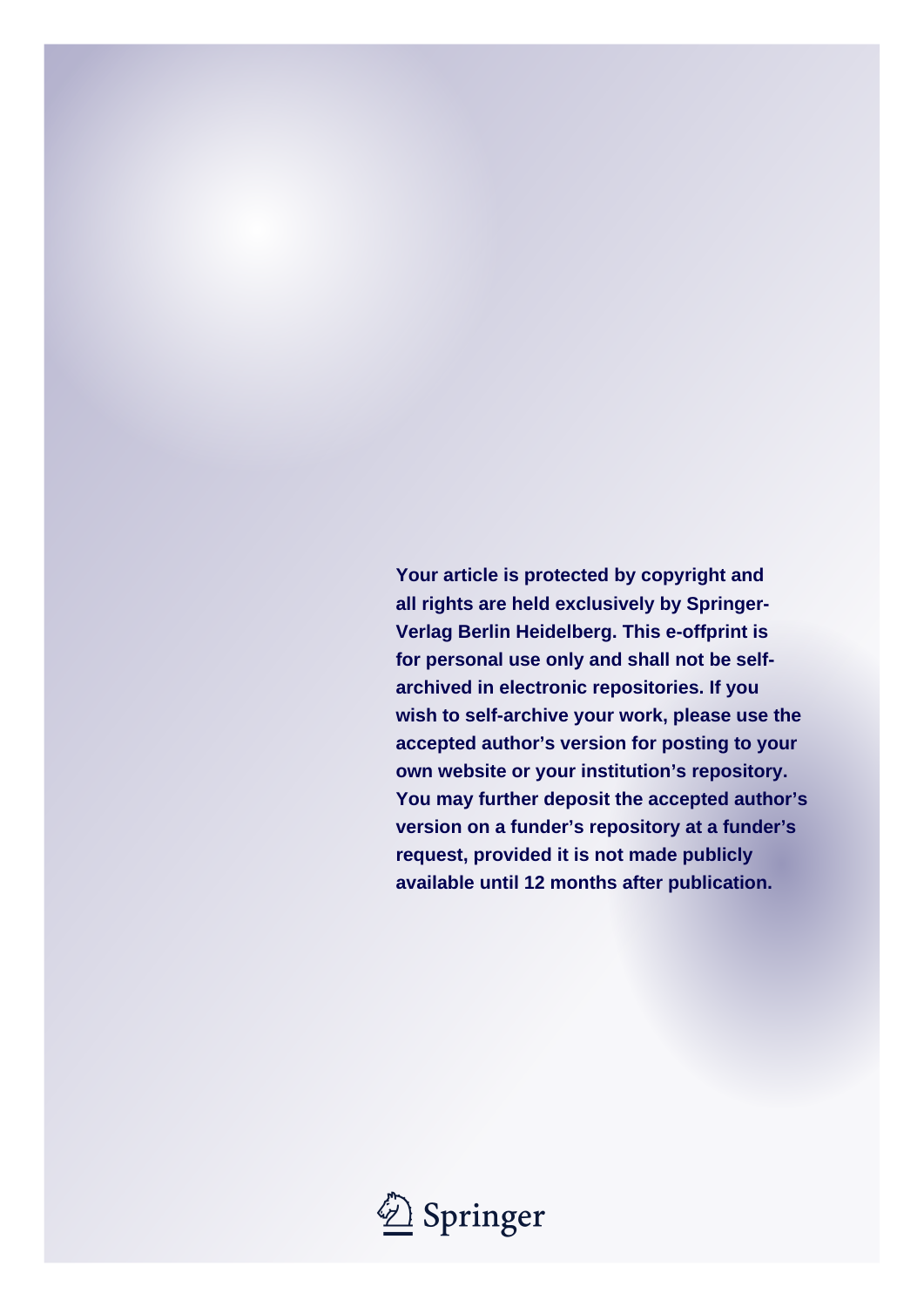Your article is protected by copyright and all rights are held exclusively by Springer-Verlag Berlin Heidelberg. This e-offprint is for personal use only and shall not be self-archived in electronic repositories. If you wish to self-archive your work, please use the accepted author's version for posting to your own website or your institution's repository. You may further deposit the accepted author's version on a funder's repository at a funder's request, provided it is not made publicly available until 12 months after publication.

Springer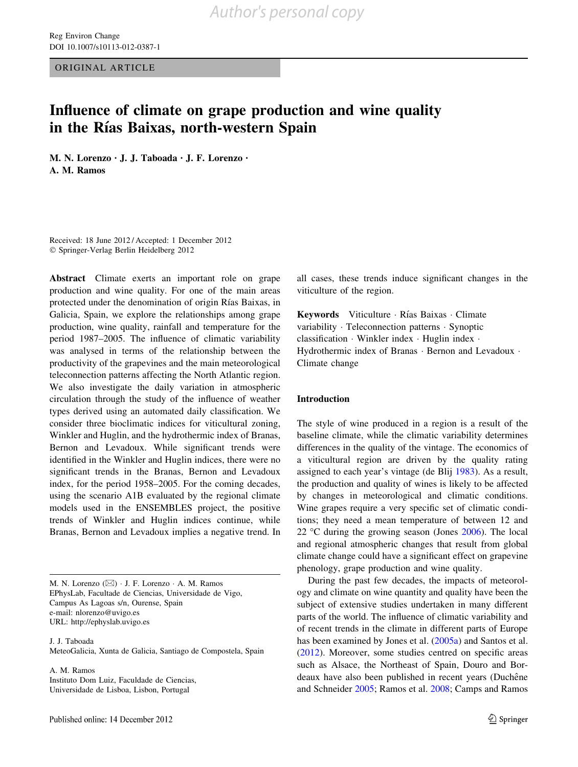ORIGINAL ARTICLE

# Influence of climate on grape production and wine quality in the Rías Baixas, north-western Spain

**M. N. Lorenzo · J. J. Taboada · J. F. Lorenzo · A. M. Ramos**

Received: 18 June 2012 / Accepted: 1 December 2012
© Springer-Verlag Berlin Heidelberg 2012

**Abstract** Climate exerts an important role on grape production and wine quality. For one of the main areas protected under the denomination of origin Rías Baixas, in Galicia, Spain, we explore the relationships among grape production, wine quality, rainfall and temperature for the period 1987–2005. The influence of climatic variability was analysed in terms of the relationship between the productivity of the grapevines and the main meteorological teleconnection patterns affecting the North Atlantic region. We also investigate the daily variation in atmospheric circulation through the study of the influence of weather types derived using an automated daily classification. We consider three bioclimatic indices for viticultural zoning, Winkler and Huglin, and the hydrothermic index of Branas, Bernon and Levadoux. While significant trends were identified in the Winkler and Huglin indices, there were no significant trends in the Branas, Bernon and Levadoux index, for the period 1958–2005. For the coming decades, using the scenario A1B evaluated by the regional climate models used in the ENSEMBLES project, the positive trends of Winkler and Huglin indices continue, while Branas, Bernon and Levadoux implies a negative trend. In all cases, these trends induce significant changes in the viticulture of the region.

**Keywords** Viticulture · Rías Baixas · Climate variability · Teleconnection patterns · Synoptic classification · Winkler index · Huglin index · Hydrothermic index of Branas · Bernon and Levadoux · Climate change

M. N. Lorenzo (✉) · J. F. Lorenzo · A. M. Ramos
EPhysLab, Facultade de Ciencias, Universidade de Vigo, Campus As Lagoas s/n, Ourense, Spain
e-mail: nlorenzo@uvigo.es
URL: http://ephyslab.uvigo.es

J. J. Taboada
MeteoGalicia, Xunta de Galicia, Santiago de Compostela, Spain

A. M. Ramos
Instituto Dom Luiz, Faculdade de Ciencias, Universidade de Lisboa, Lisbon, Portugal

## Introduction

The style of wine produced in a region is a result of the baseline climate, while the climatic variability determines differences in the quality of the vintage. The economics of a viticultural region are driven by the quality rating assigned to each year's vintage (de Blij 1983). As a result, the production and quality of wines is likely to be affected by changes in meteorological and climatic conditions. Wine grapes require a very specific set of climatic conditions; they need a mean temperature of between 12 and 22 °C during the growing season (Jones 2006). The local and regional atmospheric changes that result from global climate change could have a significant effect on grapevine phenology, grape production and wine quality.

During the past few decades, the impacts of meteorology and climate on wine quantity and quality have been the subject of extensive studies undertaken in many different parts of the world. The influence of climatic variability and of recent trends in the climate in different parts of Europe has been examined by Jones et al. (2005a) and Santos et al. (2012). Moreover, some studies centred on specific areas such as Alsace, the Northeast of Spain, Douro and Bordeaux have also been published in recent years (Duchêne and Schneider 2005; Ramos et al. 2008; Camps and Ramos

Published online: 14 December 2012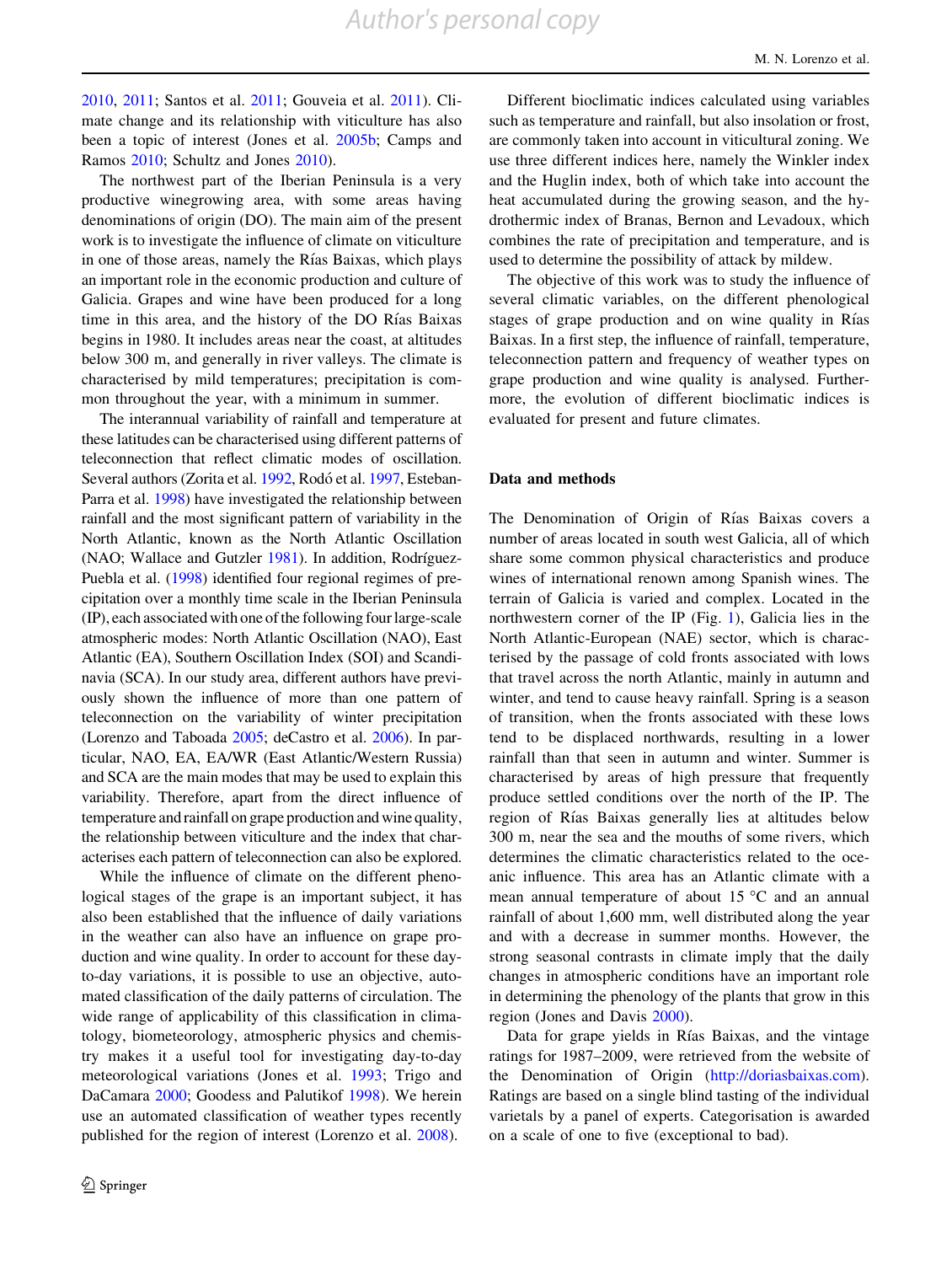2010, 2011; Santos et al. 2011; Gouveia et al. 2011). Climate change and its relationship with viticulture has also been a topic of interest (Jones et al. 2005b; Camps and Ramos 2010; Schultz and Jones 2010).

The northwest part of the Iberian Peninsula is a very productive winegrowing area, with some areas having denominations of origin (DO). The main aim of the present work is to investigate the influence of climate on viticulture in one of those areas, namely the Rías Baixas, which plays an important role in the economic production and culture of Galicia. Grapes and wine have been produced for a long time in this area, and the history of the DO Rías Baixas begins in 1980. It includes areas near the coast, at altitudes below 300 m, and generally in river valleys. The climate is characterised by mild temperatures; precipitation is common throughout the year, with a minimum in summer.

The interannual variability of rainfall and temperature at these latitudes can be characterised using different patterns of teleconnection that reflect climatic modes of oscillation. Several authors (Zorita et al. 1992, Rodó et al. 1997, Esteban-Parra et al. 1998) have investigated the relationship between rainfall and the most significant pattern of variability in the North Atlantic, known as the North Atlantic Oscillation (NAO; Wallace and Gutzler 1981). In addition, Rodríguez-Puebla et al. (1998) identified four regional regimes of precipitation over a monthly time scale in the Iberian Peninsula (IP), each associated with one of the following four large-scale atmospheric modes: North Atlantic Oscillation (NAO), East Atlantic (EA), Southern Oscillation Index (SOI) and Scandinavia (SCA). In our study area, different authors have previously shown the influence of more than one pattern of teleconnection on the variability of winter precipitation (Lorenzo and Taboada 2005; deCastro et al. 2006). In particular, NAO, EA, EA/WR (East Atlantic/Western Russia) and SCA are the main modes that may be used to explain this variability. Therefore, apart from the direct influence of temperature and rainfall on grape production and wine quality, the relationship between viticulture and the index that characterises each pattern of teleconnection can also be explored.

While the influence of climate on the different phenological stages of the grape is an important subject, it has also been established that the influence of daily variations in the weather can also have an influence on grape production and wine quality. In order to account for these day-to-day variations, it is possible to use an objective, automated classification of the daily patterns of circulation. The wide range of applicability of this classification in climatology, biometeorology, atmospheric physics and chemistry makes it a useful tool for investigating day-to-day meteorological variations (Jones et al. 1993; Trigo and DaCamara 2000; Goodess and Palutikof 1998). We herein use an automated classification of weather types recently published for the region of interest (Lorenzo et al. 2008).

Different bioclimatic indices calculated using variables such as temperature and rainfall, but also insolation or frost, are commonly taken into account in viticultural zoning. We use three different indices here, namely the Winkler index and the Huglin index, both of which take into account the heat accumulated during the growing season, and the hydrothermic index of Branas, Bernon and Levadoux, which combines the rate of precipitation and temperature, and is used to determine the possibility of attack by mildew.

The objective of this work was to study the influence of several climatic variables, on the different phenological stages of grape production and on wine quality in Rías Baixas. In a first step, the influence of rainfall, temperature, teleconnection pattern and frequency of weather types on grape production and wine quality is analysed. Furthermore, the evolution of different bioclimatic indices is evaluated for present and future climates.

## Data and methods

The Denomination of Origin of Rías Baixas covers a number of areas located in south west Galicia, all of which share some common physical characteristics and produce wines of international renown among Spanish wines. The terrain of Galicia is varied and complex. Located in the northwestern corner of the IP (Fig. 1), Galicia lies in the North Atlantic-European (NAE) sector, which is characterised by the passage of cold fronts associated with lows that travel across the north Atlantic, mainly in autumn and winter, and tend to cause heavy rainfall. Spring is a season of transition, when the fronts associated with these lows tend to be displaced northwards, resulting in a lower rainfall than that seen in autumn and winter. Summer is characterised by areas of high pressure that frequently produce settled conditions over the north of the IP. The region of Rías Baixas generally lies at altitudes below 300 m, near the sea and the mouths of some rivers, which determines the climatic characteristics related to the oceanic influence. This area has an Atlantic climate with a mean annual temperature of about 15 °C and an annual rainfall of about 1,600 mm, well distributed along the year and with a decrease in summer months. However, the strong seasonal contrasts in climate imply that the daily changes in atmospheric conditions have an important role in determining the phenology of the plants that grow in this region (Jones and Davis 2000).

Data for grape yields in Rías Baixas, and the vintage ratings for 1987–2009, were retrieved from the website of the Denomination of Origin (http://doriasbaixas.com). Ratings are based on a single blind tasting of the individual varietals by a panel of experts. Categorisation is awarded on a scale of one to five (exceptional to bad).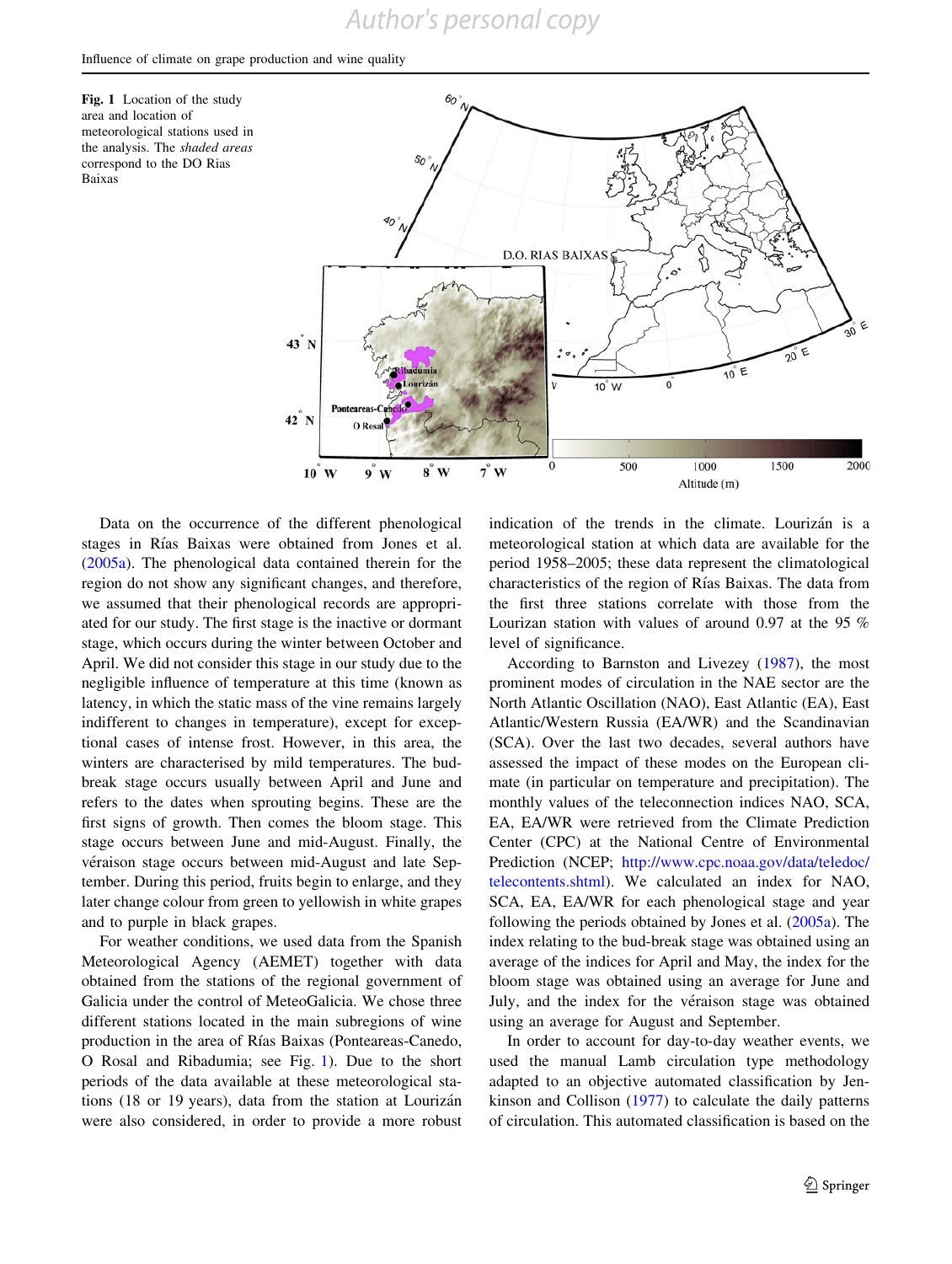Fig. 1 Location of the study area and location of meteorological stations used in the analysis. The *shaded areas* correspond to the DO Rias Baixas

Data on the occurrence of the different phenological stages in Rías Baixas were obtained from Jones et al. (2005a). The phenological data contained therein for the region do not show any significant changes, and therefore, we assumed that their phenological records are appropriated for our study. The first stage is the inactive or dormant stage, which occurs during the winter between October and April. We did not consider this stage in our study due to the negligible influence of temperature at this time (known as latency, in which the static mass of the vine remains largely indifferent to changes in temperature), except for exceptional cases of intense frost. However, in this area, the winters are characterised by mild temperatures. The bud-break stage occurs usually between April and June and refers to the dates when sprouting begins. These are the first signs of growth. Then comes the bloom stage. This stage occurs between June and mid-August. Finally, the véraison stage occurs between mid-August and late September. During this period, fruits begin to enlarge, and they later change colour from green to yellowish in white grapes and to purple in black grapes.

For weather conditions, we used data from the Spanish Meteorological Agency (AEMET) together with data obtained from the stations of the regional government of Galicia under the control of MeteoGalicia. We chose three different stations located in the main subregions of wine production in the area of Rías Baixas (Ponteareas-Canedo, O Rosal and Ribadumia; see Fig. 1). Due to the short periods of the data available at these meteorological stations (18 or 19 years), data from the station at Lourizán were also considered, in order to provide a more robust indication of the trends in the climate. Lourizán is a meteorological station at which data are available for the period 1958–2005; these data represent the climatological characteristics of the region of Rías Baixas. The data from the first three stations correlate with those from the Lourizan station with values of around 0.97 at the 95 % level of significance.

According to Barnston and Livezey (1987), the most prominent modes of circulation in the NAE sector are the North Atlantic Oscillation (NAO), East Atlantic (EA), East Atlantic/Western Russia (EA/WR) and the Scandinavian (SCA). Over the last two decades, several authors have assessed the impact of these modes on the European climate (in particular on temperature and precipitation). The monthly values of the teleconnection indices NAO, SCA, EA, EA/WR were retrieved from the Climate Prediction Center (CPC) at the National Centre of Environmental Prediction (NCEP; http://www.cpc.noaa.gov/data/teledoc/telecontents.shtml). We calculated an index for NAO, SCA, EA, EA/WR for each phenological stage and year following the periods obtained by Jones et al. (2005a). The index relating to the bud-break stage was obtained using an average of the indices for April and May, the index for the bloom stage was obtained using an average for June and July, and the index for the véraison stage was obtained using an average for August and September.

In order to account for day-to-day weather events, we used the manual Lamb circulation type methodology adapted to an objective automated classification by Jenkinson and Collison (1977) to calculate the daily patterns of circulation. This automated classification is based on the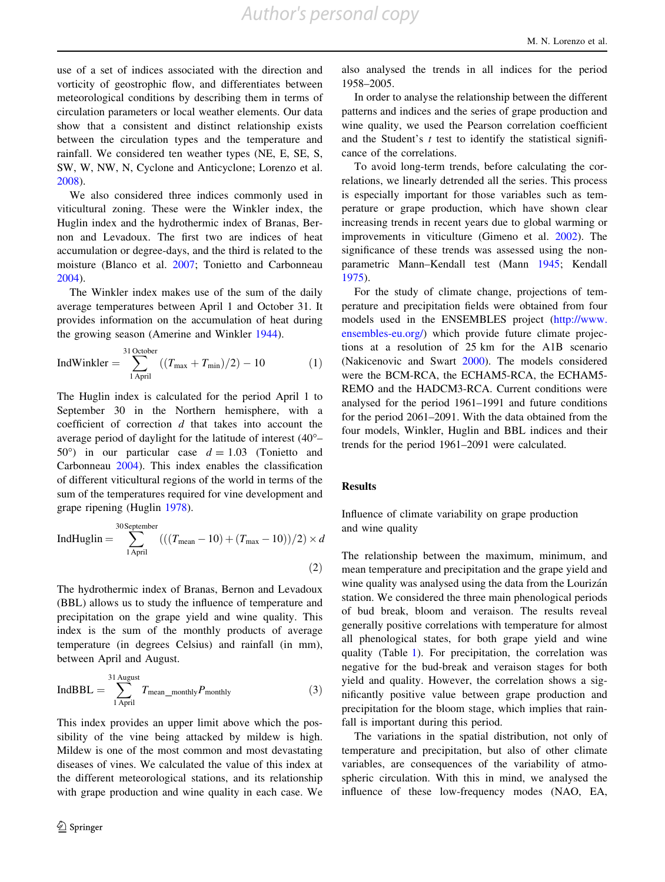use of a set of indices associated with the direction and vorticity of geostrophic flow, and differentiates between meteorological conditions by describing them in terms of circulation parameters or local weather elements. Our data show that a consistent and distinct relationship exists between the circulation types and the temperature and rainfall. We considered ten weather types (NE, E, SE, S, SW, W, NW, N, Cyclone and Anticyclone; Lorenzo et al. 2008).

We also considered three indices commonly used in viticultural zoning. These were the Winkler index, the Huglin index and the hydrothermic index of Branas, Bernon and Levadoux. The first two are indices of heat accumulation or degree-days, and the third is related to the moisture (Blanco et al. 2007; Tonietto and Carbonneau 2004).

The Winkler index makes use of the sum of the daily average temperatures between April 1 and October 31. It provides information on the accumulation of heat during the growing season (Amerine and Winkler 1944).

$$\mathrm{IndWinkler} = \sum_{1\,\mathrm{April}}^{31\,\mathrm{October}} ((T_{\max} + T_{\min})/2) - 10 \qquad (1)$$

The Huglin index is calculated for the period April 1 to September 30 in the Northern hemisphere, with a coefficient of correction $d$ that takes into account the average period of daylight for the latitude of interest (40°–50°) in our particular case $d = 1.03$ (Tonietto and Carbonneau 2004). This index enables the classification of different viticultural regions of the world in terms of the sum of the temperatures required for vine development and grape ripening (Huglin 1978).

$$\mathrm{IndHuglin} = \sum_{1\,\mathrm{April}}^{30\,\mathrm{September}} (((T_{\mathrm{mean}} - 10) + (T_{\max} - 10))/2) \times d \qquad (2)$$

The hydrothermic index of Branas, Bernon and Levadoux (BBL) allows us to study the influence of temperature and precipitation on the grape yield and wine quality. This index is the sum of the monthly products of average temperature (in degrees Celsius) and rainfall (in mm), between April and August.

$$\mathrm{IndBBL} = \sum_{1\,\mathrm{April}}^{31\,\mathrm{August}} T_{\mathrm{mean\_monthly}} P_{\mathrm{monthly}} \qquad (3)$$

This index provides an upper limit above which the possibility of the vine being attacked by mildew is high. Mildew is one of the most common and most devastating diseases of vines. We calculated the value of this index at the different meteorological stations, and its relationship with grape production and wine quality in each case. We also analysed the trends in all indices for the period 1958–2005.

In order to analyse the relationship between the different patterns and indices and the series of grape production and wine quality, we used the Pearson correlation coefficient and the Student's $t$ test to identify the statistical significance of the correlations.

To avoid long-term trends, before calculating the correlations, we linearly detrended all the series. This process is especially important for those variables such as temperature or grape production, which have shown clear increasing trends in recent years due to global warming or improvements in viticulture (Gimeno et al. 2002). The significance of these trends was assessed using the non-parametric Mann–Kendall test (Mann 1945; Kendall 1975).

For the study of climate change, projections of temperature and precipitation fields were obtained from four models used in the ENSEMBLES project (http://www.ensembles-eu.org/) which provide future climate projections at a resolution of 25 km for the A1B scenario (Nakicenovic and Swart 2000). The models considered were the BCM-RCA, the ECHAM5-RCA, the ECHAM5-REMO and the HADCM3-RCA. Current conditions were analysed for the period 1961–1991 and future conditions for the period 2061–2091. With the data obtained from the four models, Winkler, Huglin and BBL indices and their trends for the period 1961–2091 were calculated.

## Results

### Influence of climate variability on grape production and wine quality

The relationship between the maximum, minimum, and mean temperature and precipitation and the grape yield and wine quality was analysed using the data from the Lourizán station. We considered the three main phenological periods of bud break, bloom and veraison. The results reveal generally positive correlations with temperature for almost all phenological states, for both grape yield and wine quality (Table 1). For precipitation, the correlation was negative for the bud-break and veraison stages for both yield and quality. However, the correlation shows a significantly positive value between grape production and precipitation for the bloom stage, which implies that rainfall is important during this period.

The variations in the spatial distribution, not only of temperature and precipitation, but also of other climate variables, are consequences of the variability of atmospheric circulation. With this in mind, we analysed the influence of these low-frequency modes (NAO, EA,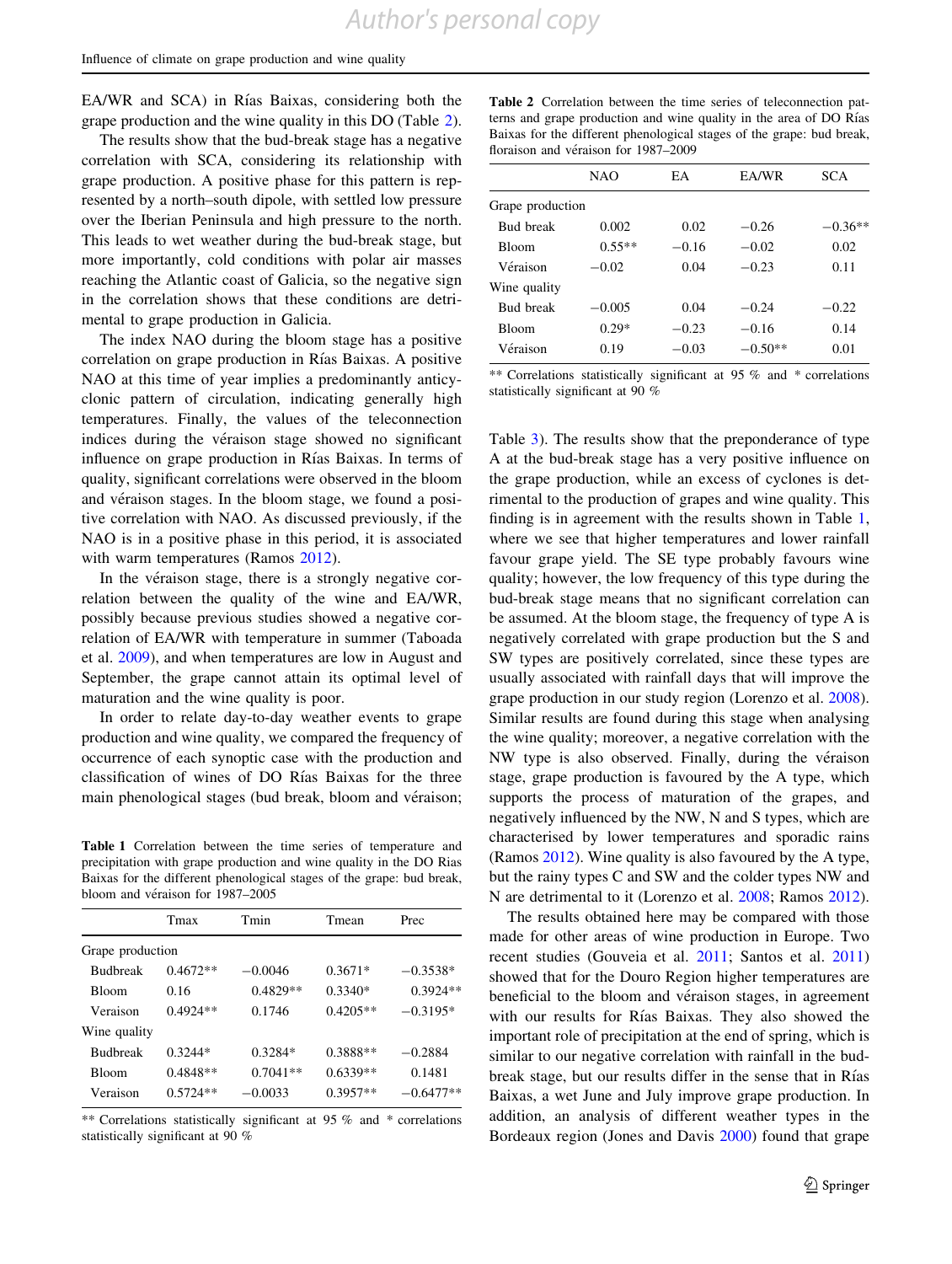EA/WR and SCA) in Rías Baixas, considering both the grape production and the wine quality in this DO (Table 2).

The results show that the bud-break stage has a negative correlation with SCA, considering its relationship with grape production. A positive phase for this pattern is represented by a north–south dipole, with settled low pressure over the Iberian Peninsula and high pressure to the north. This leads to wet weather during the bud-break stage, but more importantly, cold conditions with polar air masses reaching the Atlantic coast of Galicia, so the negative sign in the correlation shows that these conditions are detrimental to grape production in Galicia.

The index NAO during the bloom stage has a positive correlation on grape production in Rías Baixas. A positive NAO at this time of year implies a predominantly anticyclonic pattern of circulation, indicating generally high temperatures. Finally, the values of the teleconnection indices during the véraison stage showed no significant influence on grape production in Rías Baixas. In terms of quality, significant correlations were observed in the bloom and véraison stages. In the bloom stage, we found a positive correlation with NAO. As discussed previously, if the NAO is in a positive phase in this period, it is associated with warm temperatures (Ramos 2012).

In the véraison stage, there is a strongly negative correlation between the quality of the wine and EA/WR, possibly because previous studies showed a negative correlation of EA/WR with temperature in summer (Taboada et al. 2009), and when temperatures are low in August and September, the grape cannot attain its optimal level of maturation and the wine quality is poor.

In order to relate day-to-day weather events to grape production and wine quality, we compared the frequency of occurrence of each synoptic case with the production and classification of wines of DO Rías Baixas for the three main phenological stages (bud break, bloom and véraison; Table 3). The results show that the preponderance of type A at the bud-break stage has a very positive influence on the grape production, while an excess of cyclones is detrimental to the production of grapes and wine quality. This finding is in agreement with the results shown in Table 1, where we see that higher temperatures and lower rainfall favour grape yield. The SE type probably favours wine quality; however, the low frequency of this type during the bud-break stage means that no significant correlation can be assumed. At the bloom stage, the frequency of type A is negatively correlated with grape production but the S and SW types are positively correlated, since these types are usually associated with rainfall days that will improve the grape production in our study region (Lorenzo et al. 2008). Similar results are found during this stage when analysing the wine quality; moreover, a negative correlation with the NW type is also observed. Finally, during the véraison stage, grape production is favoured by the A type, which supports the process of maturation of the grapes, and negatively influenced by the NW, N and S types, which are characterised by lower temperatures and sporadic rains (Ramos 2012). Wine quality is also favoured by the A type, but the rainy types C and SW and the colder types NW and N are detrimental to it (Lorenzo et al. 2008; Ramos 2012).

The results obtained here may be compared with those made for other areas of wine production in Europe. Two recent studies (Gouveia et al. 2011; Santos et al. 2011) showed that for the Douro Region higher temperatures are beneficial to the bloom and véraison stages, in agreement with our results for Rías Baixas. They also showed the important role of precipitation at the end of spring, which is similar to our negative correlation with rainfall in the bud-break stage, but our results differ in the sense that in Rías Baixas, a wet June and July improve grape production. In addition, an analysis of different weather types in the Bordeaux region (Jones and Davis 2000) found that grape

**Table 1** Correlation between the time series of temperature and precipitation with grape production and wine quality in the DO Rias Baixas for the different phenological stages of the grape: bud break, bloom and véraison for 1987–2005

| | Tmax | Tmin | Tmean | Prec |
|---|---|---|---|---|
| Grape production | | | | |
| Budbreak | 0.4672** | −0.0046 | 0.3671* | −0.3538* |
| Bloom | 0.16 | 0.4829** | 0.3340* | 0.3924** |
| Veraison | 0.4924** | 0.1746 | 0.4205** | −0.3195* |
| Wine quality | | | | |
| Budbreak | 0.3244* | 0.3284* | 0.3888** | −0.2884 |
| Bloom | 0.4848** | 0.7041** | 0.6339** | 0.1481 |
| Veraison | 0.5724** | −0.0033 | 0.3957** | −0.6477** |

** Correlations statistically significant at 95 % and * correlations statistically significant at 90 %

**Table 2** Correlation between the time series of teleconnection patterns and grape production and wine quality in the area of DO Rías Baixas for the different phenological stages of the grape: bud break, floraison and véraison for 1987–2009

| | NAO | EA | EA/WR | SCA |
|---|---|---|---|---|
| Grape production | | | | |
| Bud break | 0.002 | 0.02 | −0.26 | −0.36** |
| Bloom | 0.55** | −0.16 | −0.02 | 0.02 |
| Véraison | −0.02 | 0.04 | −0.23 | 0.11 |
| Wine quality | | | | |
| Bud break | −0.005 | 0.04 | −0.24 | −0.22 |
| Bloom | 0.29* | −0.23 | −0.16 | 0.14 |
| Véraison | 0.19 | −0.03 | −0.50** | 0.01 |

** Correlations statistically significant at 95 % and * correlations statistically significant at 90 %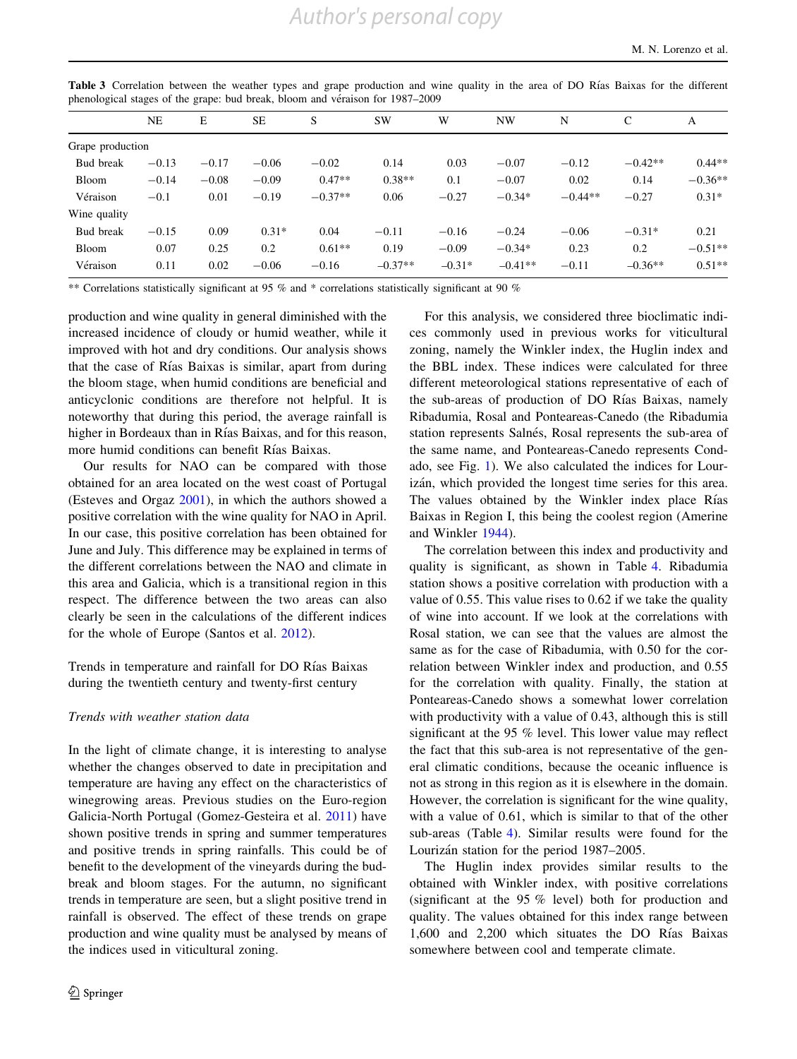**Table 3** Correlation between the weather types and grape production and wine quality in the area of DO Rías Baixas for the different phenological stages of the grape: bud break, bloom and véraison for 1987–2009

| | NE | E | SE | S | SW | W | NW | N | C | A |
|---|---|---|---|---|---|---|---|---|---|---|
| Grape production | | | | | | | | | | |
| Bud break | −0.13 | −0.17 | −0.06 | −0.02 | 0.14 | 0.03 | −0.07 | −0.12 | −0.42** | 0.44** |
| Bloom | −0.14 | −0.08 | −0.09 | 0.47** | 0.38** | 0.1 | −0.07 | 0.02 | 0.14 | −0.36** |
| Véraison | −0.1 | 0.01 | −0.19 | −0.37** | 0.06 | −0.27 | −0.34* | −0.44** | −0.27 | 0.31* |
| Wine quality | | | | | | | | | | |
| Bud break | −0.15 | 0.09 | 0.31* | 0.04 | −0.11 | −0.16 | −0.24 | −0.06 | −0.31* | 0.21 |
| Bloom | 0.07 | 0.25 | 0.2 | 0.61** | 0.19 | −0.09 | −0.34* | 0.23 | 0.2 | −0.51** |
| Véraison | 0.11 | 0.02 | −0.06 | −0.16 | −0.37** | −0.31* | −0.41** | −0.11 | −0.36** | 0.51** |

** Correlations statistically significant at 95 % and * correlations statistically significant at 90 %

production and wine quality in general diminished with the increased incidence of cloudy or humid weather, while it improved with hot and dry conditions. Our analysis shows that the case of Rías Baixas is similar, apart from during the bloom stage, when humid conditions are beneficial and anticyclonic conditions are therefore not helpful. It is noteworthy that during this period, the average rainfall is higher in Bordeaux than in Rías Baixas, and for this reason, more humid conditions can benefit Rías Baixas.

Our results for NAO can be compared with those obtained for an area located on the west coast of Portugal (Esteves and Orgaz 2001), in which the authors showed a positive correlation with the wine quality for NAO in April. In our case, this positive correlation has been obtained for June and July. This difference may be explained in terms of the different correlations between the NAO and climate in this area and Galicia, which is a transitional region in this respect. The difference between the two areas can also clearly be seen in the calculations of the different indices for the whole of Europe (Santos et al. 2012).

## Trends in temperature and rainfall for DO Rías Baixas during the twentieth century and twenty-first century

### *Trends with weather station data*

In the light of climate change, it is interesting to analyse whether the changes observed to date in precipitation and temperature are having any effect on the characteristics of winegrowing areas. Previous studies on the Euro-region Galicia-North Portugal (Gomez-Gesteira et al. 2011) have shown positive trends in spring and summer temperatures and positive trends in spring rainfalls. This could be of benefit to the development of the vineyards during the bud-break and bloom stages. For the autumn, no significant trends in temperature are seen, but a slight positive trend in rainfall is observed. The effect of these trends on grape production and wine quality must be analysed by means of the indices used in viticultural zoning.

For this analysis, we considered three bioclimatic indices commonly used in previous works for viticultural zoning, namely the Winkler index, the Huglin index and the BBL index. These indices were calculated for three different meteorological stations representative of each of the sub-areas of production of DO Rías Baixas, namely Ribadumia, Rosal and Ponteareas-Canedo (the Ribadumia station represents Salnés, Rosal represents the sub-area of the same name, and Ponteareas-Canedo represents Condado, see Fig. 1). We also calculated the indices for Lourizán, which provided the longest time series for this area. The values obtained by the Winkler index place Rías Baixas in Region I, this being the coolest region (Amerine and Winkler 1944).

The correlation between this index and productivity and quality is significant, as shown in Table 4. Ribadumia station shows a positive correlation with production with a value of 0.55. This value rises to 0.62 if we take the quality of wine into account. If we look at the correlations with Rosal station, we can see that the values are almost the same as for the case of Ribadumia, with 0.50 for the correlation between Winkler index and production, and 0.55 for the correlation with quality. Finally, the station at Ponteareas-Canedo shows a somewhat lower correlation with productivity with a value of 0.43, although this is still significant at the 95 % level. This lower value may reflect the fact that this sub-area is not representative of the general climatic conditions, because the oceanic influence is not as strong in this region as it is elsewhere in the domain. However, the correlation is significant for the wine quality, with a value of 0.61, which is similar to that of the other sub-areas (Table 4). Similar results were found for the Lourizán station for the period 1987–2005.

The Huglin index provides similar results to the obtained with Winkler index, with positive correlations (significant at the 95 % level) both for production and quality. The values obtained for this index range between 1,600 and 2,200 which situates the DO Rías Baixas somewhere between cool and temperate climate.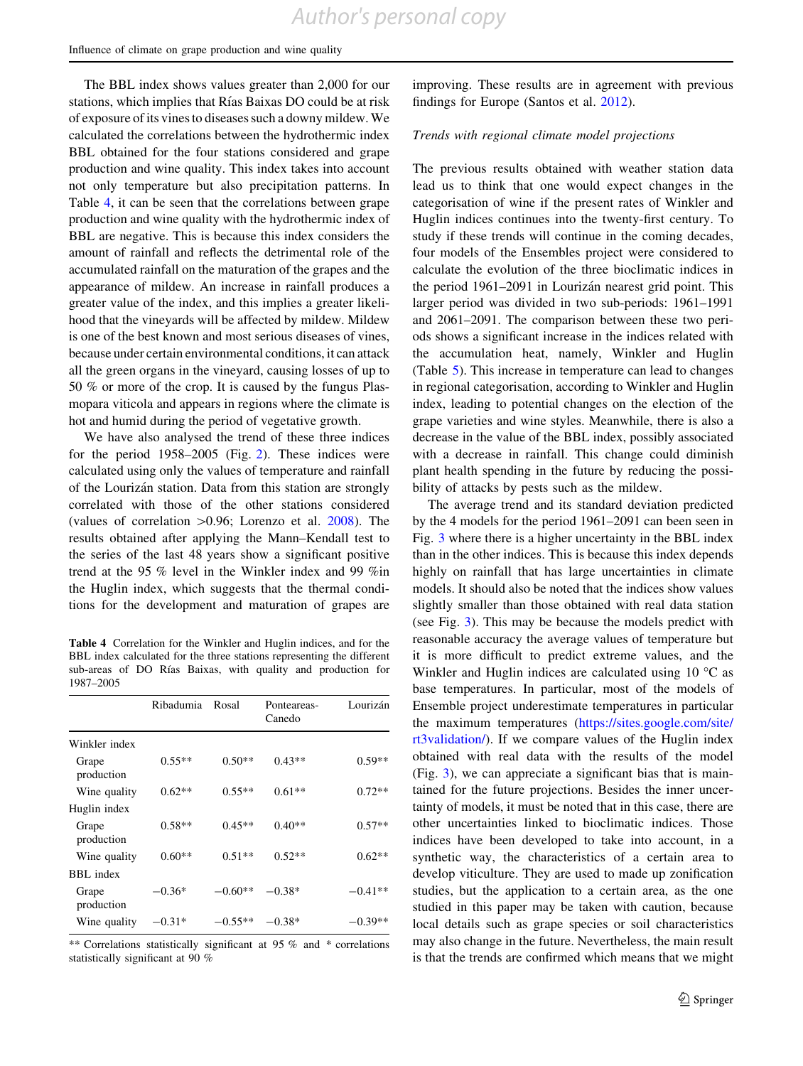The BBL index shows values greater than 2,000 for our stations, which implies that Rías Baixas DO could be at risk of exposure of its vines to diseases such a downy mildew. We calculated the correlations between the hydrothermic index BBL obtained for the four stations considered and grape production and wine quality. This index takes into account not only temperature but also precipitation patterns. In Table 4, it can be seen that the correlations between grape production and wine quality with the hydrothermic index of BBL are negative. This is because this index considers the amount of rainfall and reflects the detrimental role of the accumulated rainfall on the maturation of the grapes and the appearance of mildew. An increase in rainfall produces a greater value of the index, and this implies a greater likelihood that the vineyards will be affected by mildew. Mildew is one of the best known and most serious diseases of vines, because under certain environmental conditions, it can attack all the green organs in the vineyard, causing losses of up to 50 % or more of the crop. It is caused by the fungus Plasmopara viticola and appears in regions where the climate is hot and humid during the period of vegetative growth.

We have also analysed the trend of these three indices for the period 1958–2005 (Fig. 2). These indices were calculated using only the values of temperature and rainfall of the Lourizán station. Data from this station are strongly correlated with those of the other stations considered (values of correlation >0.96; Lorenzo et al. 2008). The results obtained after applying the Mann–Kendall test to the series of the last 48 years show a significant positive trend at the 95 % level in the Winkler index and 99 %in the Huglin index, which suggests that the thermal conditions for the development and maturation of grapes are improving. These results are in agreement with previous findings for Europe (Santos et al. 2012).

**Table 4** Correlation for the Winkler and Huglin indices, and for the BBL index calculated for the three stations representing the different sub-areas of DO Rías Baixas, with quality and production for 1987–2005

| | Ribadumia | Rosal | Ponteareas-Canedo | Lourizán |
|---|---|---|---|---|
| Winkler index | | | | |
| Grape production | 0.55** | 0.50** | 0.43** | 0.59** |
| Wine quality | 0.62** | 0.55** | 0.61** | 0.72** |
| Huglin index | | | | |
| Grape production | 0.58** | 0.45** | 0.40** | 0.57** |
| Wine quality | 0.60** | 0.51** | 0.52** | 0.62** |
| BBL index | | | | |
| Grape production | −0.36* | −0.60** | −0.38* | −0.41** |
| Wine quality | −0.31* | −0.55** | −0.38* | −0.39** |

** Correlations statistically significant at 95 % and * correlations statistically significant at 90 %

*Trends with regional climate model projections*

The previous results obtained with weather station data lead us to think that one would expect changes in the categorisation of wine if the present rates of Winkler and Huglin indices continues into the twenty-first century. To study if these trends will continue in the coming decades, four models of the Ensembles project were considered to calculate the evolution of the three bioclimatic indices in the period 1961–2091 in Lourizán nearest grid point. This larger period was divided in two sub-periods: 1961–1991 and 2061–2091. The comparison between these two periods shows a significant increase in the indices related with the accumulation heat, namely, Winkler and Huglin (Table 5). This increase in temperature can lead to changes in regional categorisation, according to Winkler and Huglin index, leading to potential changes on the election of the grape varieties and wine styles. Meanwhile, there is also a decrease in the value of the BBL index, possibly associated with a decrease in rainfall. This change could diminish plant health spending in the future by reducing the possibility of attacks by pests such as the mildew.

The average trend and its standard deviation predicted by the 4 models for the period 1961–2091 can been seen in Fig. 3 where there is a higher uncertainty in the BBL index than in the other indices. This is because this index depends highly on rainfall that has large uncertainties in climate models. It should also be noted that the indices show values slightly smaller than those obtained with real data station (see Fig. 3). This may be because the models predict with reasonable accuracy the average values of temperature but it is more difficult to predict extreme values, and the Winkler and Huglin indices are calculated using 10 °C as base temperatures. In particular, most of the models of Ensemble project underestimate temperatures in particular the maximum temperatures (https://sites.google.com/site/rt3validation/). If we compare values of the Huglin index obtained with real data with the results of the model (Fig. 3), we can appreciate a significant bias that is maintained for the future projections. Besides the inner uncertainty of models, it must be noted that in this case, there are other uncertainties linked to bioclimatic indices. Those indices have been developed to take into account, in a synthetic way, the characteristics of a certain area to develop viticulture. They are used to made up zonification studies, but the application to a certain area, as the one studied in this paper may be taken with caution, because local details such as grape species or soil characteristics may also change in the future. Nevertheless, the main result is that the trends are confirmed which means that we might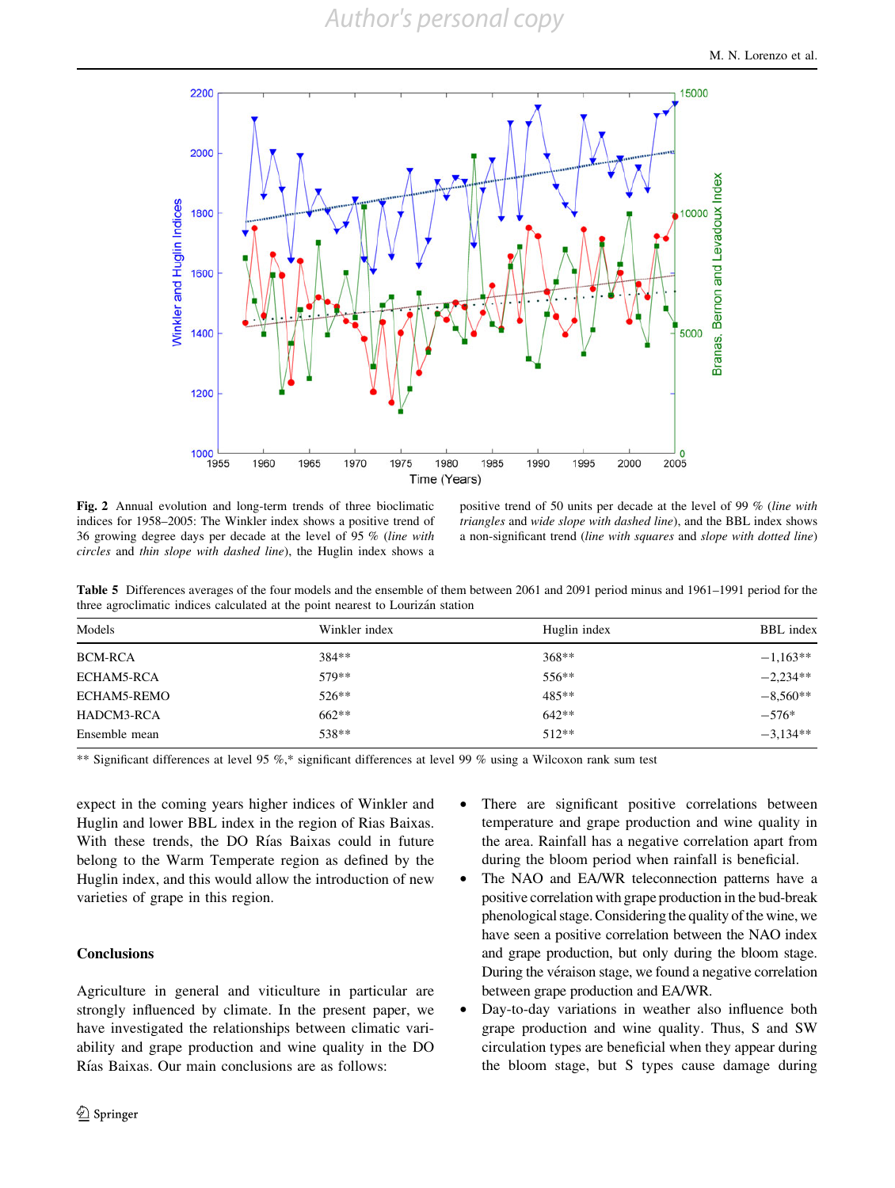**Fig. 2** Annual evolution and long-term trends of three bioclimatic indices for 1958–2005: The Winkler index shows a positive trend of 36 growing degree days per decade at the level of 95 % (*line with circles* and *thin slope with dashed line*), the Huglin index shows a positive trend of 50 units per decade at the level of 99 % (*line with triangles* and *wide slope with dashed line*), and the BBL index shows a non-significant trend (*line with squares* and *slope with dotted line*)

**Table 5** Differences averages of the four models and the ensemble of them between 2061 and 2091 period minus and 1961–1991 period for the three agroclimatic indices calculated at the point nearest to Lourizán station

| Models | Winkler index | Huglin index | BBL index |
|---|---|---|---|
| BCM-RCA | 384** | 368** | −1,163** |
| ECHAM5-RCA | 579** | 556** | −2,234** |
| ECHAM5-REMO | 526** | 485** | −8,560** |
| HADCM3-RCA | 662** | 642** | −576* |
| Ensemble mean | 538** | 512** | −3,134** |

** Significant differences at level 95 %,* significant differences at level 99 % using a Wilcoxon rank sum test

expect in the coming years higher indices of Winkler and Huglin and lower BBL index in the region of Rias Baixas. With these trends, the DO Rías Baixas could in future belong to the Warm Temperate region as defined by the Huglin index, and this would allow the introduction of new varieties of grape in this region.

## Conclusions

Agriculture in general and viticulture in particular are strongly influenced by climate. In the present paper, we have investigated the relationships between climatic variability and grape production and wine quality in the DO Rías Baixas. Our main conclusions are as follows:

- There are significant positive correlations between temperature and grape production and wine quality in the area. Rainfall has a negative correlation apart from during the bloom period when rainfall is beneficial.
- The NAO and EA/WR teleconnection patterns have a positive correlation with grape production in the bud-break phenological stage. Considering the quality of the wine, we have seen a positive correlation between the NAO index and grape production, but only during the bloom stage. During the véraison stage, we found a negative correlation between grape production and EA/WR.
- Day-to-day variations in weather also influence both grape production and wine quality. Thus, S and SW circulation types are beneficial when they appear during the bloom stage, but S types cause damage during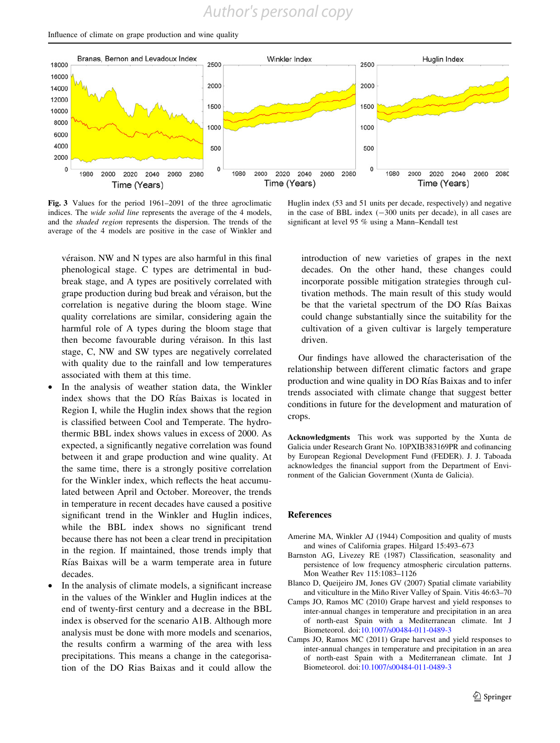**Fig. 3** Values for the period 1961–2091 of the three agroclimatic indices. The *wide solid line* represents the average of the 4 models, and the *shaded region* represents the dispersion. The trends of the average of the 4 models are positive in the case of Winkler and Huglin index (53 and 51 units per decade, respectively) and negative in the case of BBL index (−300 units per decade), in all cases are significant at level 95 % using a Mann–Kendall test

véraison. NW and N types are also harmful in this final phenological stage. C types are detrimental in bud-break stage, and A types are positively correlated with grape production during bud break and véraison, but the correlation is negative during the bloom stage. Wine quality correlations are similar, considering again the harmful role of A types during the bloom stage that then become favourable during véraison. In this last stage, C, NW and SW types are negatively correlated with quality due to the rainfall and low temperatures associated with them at this time.

- In the analysis of weather station data, the Winkler index shows that the DO Rías Baixas is located in Region I, while the Huglin index shows that the region is classified between Cool and Temperate. The hydrothermic BBL index shows values in excess of 2000. As expected, a significantly negative correlation was found between it and grape production and wine quality. At the same time, there is a strongly positive correlation for the Winkler index, which reflects the heat accumulated between April and October. Moreover, the trends in temperature in recent decades have caused a positive significant trend in the Winkler and Huglin indices, while the BBL index shows no significant trend because there has not been a clear trend in precipitation in the region. If maintained, those trends imply that Rías Baixas will be a warm temperate area in future decades.
- In the analysis of climate models, a significant increase in the values of the Winkler and Huglin indices at the end of twenty-first century and a decrease in the BBL index is observed for the scenario A1B. Although more analysis must be done with more models and scenarios, the results confirm a warming of the area with less precipitations. This means a change in the categorisation of the DO Rias Baixas and it could allow the introduction of new varieties of grapes in the next decades. On the other hand, these changes could incorporate possible mitigation strategies through cultivation methods. The main result of this study would be that the varietal spectrum of the DO Rías Baixas could change substantially since the suitability for the cultivation of a given cultivar is largely temperature driven.

Our findings have allowed the characterisation of the relationship between different climatic factors and grape production and wine quality in DO Rías Baixas and to infer trends associated with climate change that suggest better conditions in future for the development and maturation of crops.

**Acknowledgments** This work was supported by the Xunta de Galicia under Research Grant No. 10PXIB383169PR and cofinancing by European Regional Development Fund (FEDER). J. J. Taboada acknowledges the financial support from the Department of Environment of the Galician Government (Xunta de Galicia).

## References

Amerine MA, Winkler AJ (1944) Composition and quality of musts and wines of California grapes. Hilgard 15:493–673

Barnston AG, Livezey RE (1987) Classification, seasonality and persistence of low frequency atmospheric circulation patterns. Mon Weather Rev 115:1083–1126

Blanco D, Queijeiro JM, Jones GV (2007) Spatial climate variability and viticulture in the Miño River Valley of Spain. Vitis 46:63–70

Camps JO, Ramos MC (2010) Grape harvest and yield responses to inter-annual changes in temperature and precipitation in an area of north-east Spain with a Mediterranean climate. Int J Biometeorol. doi:10.1007/s00484-011-0489-3

Camps JO, Ramos MC (2011) Grape harvest and yield responses to inter-annual changes in temperature and precipitation in an area of north-east Spain with a Mediterranean climate. Int J Biometeorol. doi:10.1007/s00484-011-0489-3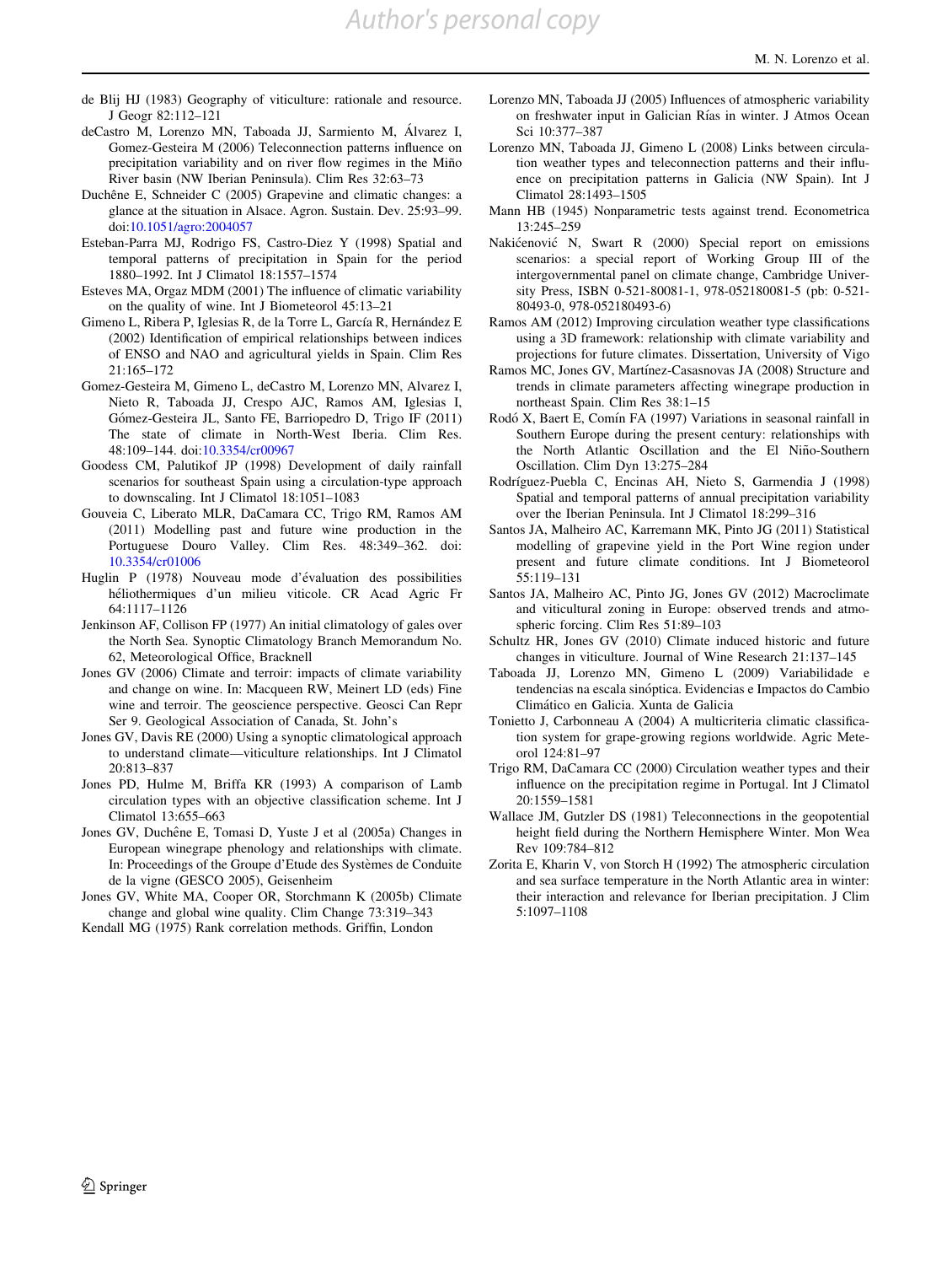de Blij HJ (1983) Geography of viticulture: rationale and resource. J Geogr 82:112–121

deCastro M, Lorenzo MN, Taboada JJ, Sarmiento M, Álvarez I, Gomez-Gesteira M (2006) Teleconnection patterns influence on precipitation variability and on river flow regimes in the Miño River basin (NW Iberian Peninsula). Clim Res 32:63–73

Duchêne E, Schneider C (2005) Grapevine and climatic changes: a glance at the situation in Alsace. Agron. Sustain. Dev. 25:93–99. doi:10.1051/agro:2004057

Esteban-Parra MJ, Rodrigo FS, Castro-Diez Y (1998) Spatial and temporal patterns of precipitation in Spain for the period 1880–1992. Int J Climatol 18:1557–1574

Esteves MA, Orgaz MDM (2001) The influence of climatic variability on the quality of wine. Int J Biometeorol 45:13–21

Gimeno L, Ribera P, Iglesias R, de la Torre L, García R, Hernández E (2002) Identification of empirical relationships between indices of ENSO and NAO and agricultural yields in Spain. Clim Res 21:165–172

Gomez-Gesteira M, Gimeno L, deCastro M, Lorenzo MN, Alvarez I, Nieto R, Taboada JJ, Crespo AJC, Ramos AM, Iglesias I, Gómez-Gesteira JL, Santo FE, Barriopedro D, Trigo IF (2011) The state of climate in North-West Iberia. Clim Res. 48:109–144. doi:10.3354/cr00967

Goodess CM, Palutikof JP (1998) Development of daily rainfall scenarios for southeast Spain using a circulation-type approach to downscaling. Int J Climatol 18:1051–1083

Gouveia C, Liberato MLR, DaCamara CC, Trigo RM, Ramos AM (2011) Modelling past and future wine production in the Portuguese Douro Valley. Clim Res. 48:349–362. doi: 10.3354/cr01006

Huglin P (1978) Nouveau mode d'évaluation des possibilities héliothermiques d'un milieu viticole. CR Acad Agric Fr 64:1117–1126

Jenkinson AF, Collison FP (1977) An initial climatology of gales over the North Sea. Synoptic Climatology Branch Memorandum No. 62, Meteorological Office, Bracknell

Jones GV (2006) Climate and terroir: impacts of climate variability and change on wine. In: Macqueen RW, Meinert LD (eds) Fine wine and terroir. The geoscience perspective. Geosci Can Repr Ser 9. Geological Association of Canada, St. John's

Jones GV, Davis RE (2000) Using a synoptic climatological approach to understand climate—viticulture relationships. Int J Climatol 20:813–837

Jones PD, Hulme M, Briffa KR (1993) A comparison of Lamb circulation types with an objective classification scheme. Int J Climatol 13:655–663

Jones GV, Duchêne E, Tomasi D, Yuste J et al (2005a) Changes in European winegrape phenology and relationships with climate. In: Proceedings of the Groupe d'Etude des Systèmes de Conduite de la vigne (GESCO 2005), Geisenheim

Jones GV, White MA, Cooper OR, Storchmann K (2005b) Climate change and global wine quality. Clim Change 73:319–343

Kendall MG (1975) Rank correlation methods. Griffin, London

Lorenzo MN, Taboada JJ (2005) Influences of atmospheric variability on freshwater input in Galician Rías in winter. J Atmos Ocean Sci 10:377–387

Lorenzo MN, Taboada JJ, Gimeno L (2008) Links between circulation weather types and teleconnection patterns and their influence on precipitation patterns in Galicia (NW Spain). Int J Climatol 28:1493–1505

Mann HB (1945) Nonparametric tests against trend. Econometrica 13:245–259

Nakićenović N, Swart R (2000) Special report on emissions scenarios: a special report of Working Group III of the intergovernmental panel on climate change, Cambridge University Press, ISBN 0-521-80081-1, 978-052180081-5 (pb: 0-521-80493-0, 978-052180493-6)

Ramos AM (2012) Improving circulation weather type classifications using a 3D framework: relationship with climate variability and projections for future climates. Dissertation, University of Vigo

Ramos MC, Jones GV, Martínez-Casasnovas JA (2008) Structure and trends in climate parameters affecting winegrape production in northeast Spain. Clim Res 38:1–15

Rodó X, Baert E, Comín FA (1997) Variations in seasonal rainfall in Southern Europe during the present century: relationships with the North Atlantic Oscillation and the El Niño-Southern Oscillation. Clim Dyn 13:275–284

Rodríguez-Puebla C, Encinas AH, Nieto S, Garmendia J (1998) Spatial and temporal patterns of annual precipitation variability over the Iberian Peninsula. Int J Climatol 18:299–316

Santos JA, Malheiro AC, Karremann MK, Pinto JG (2011) Statistical modelling of grapevine yield in the Port Wine region under present and future climate conditions. Int J Biometeorol 55:119–131

Santos JA, Malheiro AC, Pinto JG, Jones GV (2012) Macroclimate and viticultural zoning in Europe: observed trends and atmospheric forcing. Clim Res 51:89–103

Schultz HR, Jones GV (2010) Climate induced historic and future changes in viticulture. Journal of Wine Research 21:137–145

Taboada JJ, Lorenzo MN, Gimeno L (2009) Variabilidade e tendencias na escala sinóptica. Evidencias e Impactos do Cambio Climático en Galicia. Xunta de Galicia

Tonietto J, Carbonneau A (2004) A multicriteria climatic classification system for grape-growing regions worldwide. Agric Meteorol 124:81–97

Trigo RM, DaCamara CC (2000) Circulation weather types and their influence on the precipitation regime in Portugal. Int J Climatol 20:1559–1581

Wallace JM, Gutzler DS (1981) Teleconnections in the geopotential height field during the Northern Hemisphere Winter. Mon Wea Rev 109:784–812

Zorita E, Kharin V, von Storch H (1992) The atmospheric circulation and sea surface temperature in the North Atlantic area in winter: their interaction and relevance for Iberian precipitation. J Clim 5:1097–1108